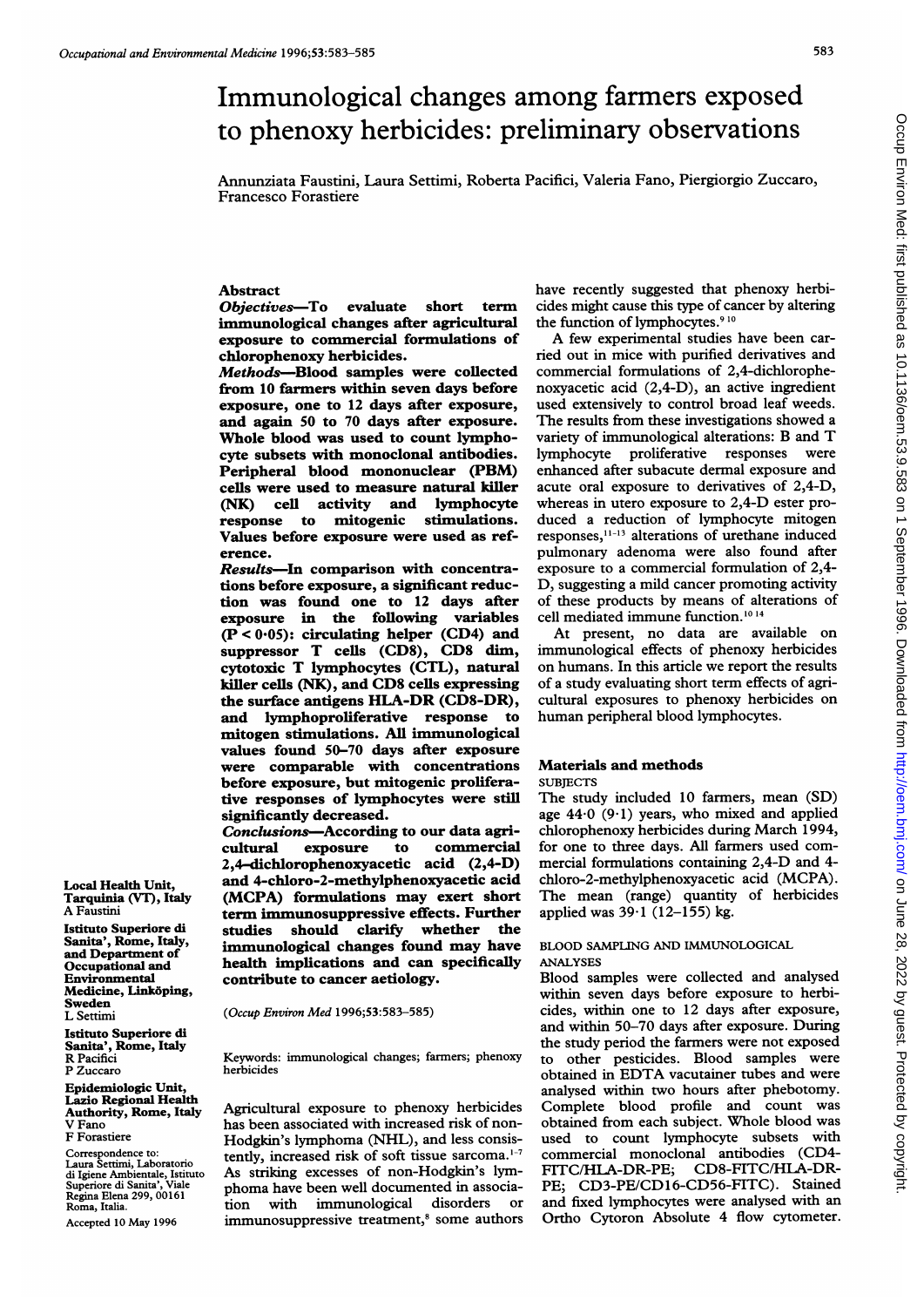# Immunological changes among farmers exposed to phenoxy herbicides: preliminary observations

Annunziata Faustini, Laura Settimi, Roberta Pacifici, Valeria Fano, Piergiorgio Zuccaro, Francesco Forastiere

## Abstract

***Objectives*—To evaluate short term immunological changes after agricultural exposure to commercial formulations of chlorophenoxy herbicides.**

***Methods*—Blood samples were collected from 10 farmers within seven days before exposure, one to 12 days after exposure, and again 50 to 70 days after exposure. Whole blood was used to count lymphocyte subsets with monoclonal antibodies. Peripheral blood mononuclear (PBM) cells were used to measure natural killer (NK) cell activity and lymphocyte response to mitogenic stimulations. Values before exposure were used as reference.**

***Results*—In comparison with concentrations before exposure, a significant reduction was found one to 12 days after exposure in the following variables ($P < 0.05$): circulating helper (CD4) and suppressor T cells (CD8), CD8 dim, cytotoxic T lymphocytes (CTL), natural killer cells (NK), and CD8 cells expressing the surface antigens HLA-DR (CD8-DR), and lymphoproliferative response to mitogen stimulations. All immunological values found 50–70 days after exposure were comparable with concentrations before exposure, but mitogenic proliferative responses of lymphocytes were still significantly decreased.**

***Conclusions*—According to our data agricultural exposure to commercial 2,4-dichlorophenoxyacetic acid (2,4-D) and 4-chloro-2-methylphenoxyacetic acid (MCPA) formulations may exert short term immunosuppressive effects. Further studies should clarify whether the immunological changes found may have health implications and can specifically contribute to cancer aetiology.**

(*Occup Environ Med* 1996;53:583–585)

Keywords: immunological changes; farmers; phenoxy herbicides

Agricultural exposure to phenoxy herbicides has been associated with increased risk of non-Hodgkin's lymphoma (NHL), and less consistently, increased risk of soft tissue sarcoma.[1-7] As striking excesses of non-Hodgkin's lymphoma have been well documented in association with immunological disorders or immunosuppressive treatment,[8] some authors have recently suggested that phenoxy herbicides might cause this type of cancer by altering the function of lymphocytes.[9 10]

A few experimental studies have been carried out in mice with purified derivatives and commercial formulations of 2,4-dichlorophenoxyacetic acid (2,4-D), an active ingredient used extensively to control broad leaf weeds. The results from these investigations showed a variety of immunological alterations: B and T lymphocyte proliferative responses were enhanced after subacute dermal exposure and acute oral exposure to derivatives of 2,4-D, whereas in utero exposure to 2,4-D ester produced a reduction of lymphocyte mitogen responses,[11-13] alterations of urethane induced pulmonary adenoma were also found after exposure to a commercial formulation of 2,4-D, suggesting a mild cancer promoting activity of these products by means of alterations of cell mediated immune function.[10 14]

At present, no data are available on immunological effects of phenoxy herbicides on humans. In this article we report the results of a study evaluating short term effects of agricultural exposures to phenoxy herbicides on human peripheral blood lymphocytes.

## Materials and methods

### SUBJECTS

The study included 10 farmers, mean (SD) age 44·0 (9·1) years, who mixed and applied chlorophenoxy herbicides during March 1994, for one to three days. All farmers used commercial formulations containing 2,4-D and 4-chloro-2-methylphenoxyacetic acid (MCPA). The mean (range) quantity of herbicides applied was 39·1 (12–155) kg.

### BLOOD SAMPLING AND IMMUNOLOGICAL ANALYSES

Blood samples were collected and analysed within seven days before exposure to herbicides, within one to 12 days after exposure, and within 50–70 days after exposure. During the study period the farmers were not exposed to other pesticides. Blood samples were obtained in EDTA vacutainer tubes and were analysed within two hours after phebotomy. Complete blood profile and count was obtained from each subject. Whole blood was used to count lymphocyte subsets with commercial monoclonal antibodies (CD4-FITC/HLA-DR-PE; CD8-FITC/HLA-DR-PE; CD3-PE/CD16-CD56-FITC). Stained and fixed lymphocytes were analysed with an Ortho Cytoron Absolute 4 flow cytometer.

Local Health Unit, Tarquinia (VT), Italy
A Faustini

Istituto Superiore di Sanita', Rome, Italy, and Department of Occupational and Environmental Medicine, Linköping, Sweden
L Settimi

Istituto Superiore di Sanita', Rome, Italy
R Pacifici
P Zuccaro

Epidemiologic Unit, Lazio Regional Health Authority, Rome, Italy
V Fano
F Forastiere

Correspondence to: Laura Settimi, Laboratorio di Igiene Ambientale, Istituto Superiore di Sanita', Viale Regina Elena 299, 00161 Roma, Italia.

Accepted 10 May 1996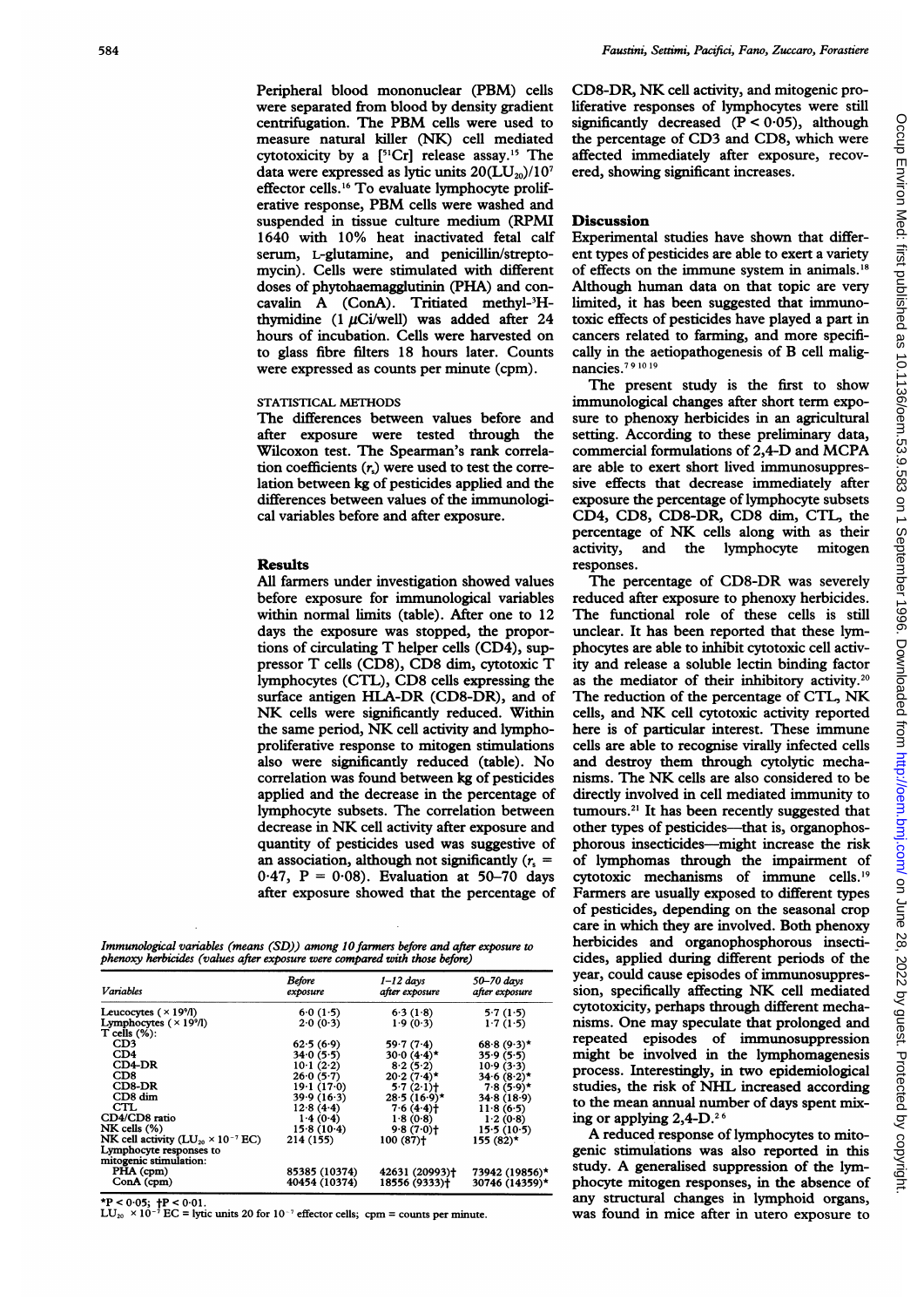Peripheral blood mononuclear (PBM) cells were separated from blood by density gradient centrifugation. The PBM cells were used to measure natural killer (NK) cell mediated cytotoxicity by a [$^{51}$Cr] release assay.[15] The data were expressed as lytic units $20(LU_{20})/10^7$ effector cells.[16] To evaluate lymphocyte proliferative response, PBM cells were washed and suspended in tissue culture medium (RPMI 1640 with 10% heat inactivated fetal calf serum, L-glutamine, and penicillin/streptomycin). Cells were stimulated with different doses of phytohaemagglutinin (PHA) and concavalin A (ConA). Tritiated methyl-$^3$H-thymidine (1 $\mu$Ci/well) was added after 24 hours of incubation. Cells were harvested on to glass fibre filters 18 hours later. Counts were expressed as counts per minute (cpm).

### STATISTICAL METHODS

The differences between values before and after exposure were tested through the Wilcoxon test. The Spearman's rank correlation coefficients ($r_s$) were used to test the correlation between kg of pesticides applied and the differences between values of the immunological variables before and after exposure.

## Results

All farmers under investigation showed values before exposure for immunological variables within normal limits (table). After one to 12 days the exposure was stopped, the proportions of circulating T helper cells (CD4), suppressor T cells (CD8), CD8 dim, cytotoxic T lymphocytes (CTL), CD8 cells expressing the surface antigen HLA-DR (CD8-DR), and of NK cells were significantly reduced. Within the same period, NK cell activity and lymphoproliferative response to mitogen stimulations also were significantly reduced (table). No correlation was found between kg of pesticides applied and the decrease in the percentage of lymphocyte subsets. The correlation between decrease in NK cell activity after exposure and quantity of pesticides used was suggestive of an association, although not significantly ($r_s$ = 0·47, P = 0·08). Evaluation at 50–70 days after exposure showed that the percentage of CD8-DR, NK cell activity, and mitogenic proliferative responses of lymphocytes were still significantly decreased (P < 0·05), although the percentage of CD3 and CD8, which were affected immediately after exposure, recovered, showing significant increases.

*Immunological variables (means (SD)) among 10 farmers before and after exposure to phenoxy herbicides (values after exposure were compared with those before)*

| Variables | Before exposure | 1–12 days after exposure | 50–70 days after exposure |
|---|---|---|---|
| Leucocytes ($\times 19^9$/l) | 6·0 (1·5) | 6·3 (1·8) | 5·7 (1·5) |
| Lymphocytes ($\times 19^9$/l) | 2·0 (0·3) | 1·9 (0·3) | 1·7 (1·5) |
| T cells (%): | | | |
| CD3 | 62·5 (6·9) | 59·7 (7·4) | 68·8 (9·3)* |
| CD4 | 34·0 (5·5) | 30·0 (4·4)* | 35·9 (5·5) |
| CD4-DR | 10·1 (2·2) | 8·2 (5·2) | 10·9 (3·3) |
| CD8 | 26·0 (5·7) | 20·2 (7·4)* | 34·6 (8·2)* |
| CD8-DR | 19·1 (17·0) | 5·7 (2·1)† | 7·8 (5·9)* |
| CD8 dim | 39·9 (16·3) | 28·5 (16·9)* | 34·8 (18·9) |
| CTL | 12·8 (4·4) | 7·6 (4·4)† | 11·8 (6·5) |
| CD4/CD8 ratio | 1·4 (0·4) | 1·8 (0·8) | 1·2 (0·8) |
| NK cells (%) | 15·8 (10·4) | 9·8 (7·0)† | 15·5 (10·5) |
| NK cell activity ($LU_{20} \times 10^{-7}$ EC) | 214 (155) | 100 (87)† | 155 (82)* |
| Lymphocyte responses to mitogenic stimulation: | | | |
| PHA (cpm) | 85385 (10374) | 42631 (20993)† | 73942 (19856)* |
| ConA (cpm) | 40454 (10374) | 18556 (9333)† | 30746 (14359)* |

*P < 0·05; †P < 0·01.
$LU_{20} \times 10^{-7}$ EC = lytic units 20 for $10^{-7}$ effector cells; cpm = counts per minute.

## Discussion

Experimental studies have shown that different types of pesticides are able to exert a variety of effects on the immune system in animals.[18] Although human data on that topic are very limited, it has been suggested that immunotoxic effects of pesticides have played a part in cancers related to farming, and more specifically in the aetiopathogenesis of B cell malignancies.[7 9 10 19]

The present study is the first to show immunological changes after short term exposure to phenoxy herbicides in an agricultural setting. According to these preliminary data, commercial formulations of 2,4-D and MCPA are able to exert short lived immunosuppressive effects that decrease immediately after exposure the percentage of lymphocyte subsets CD4, CD8, CD8-DR, CD8 dim, CTL, the percentage of NK cells along with as their activity, and the lymphocyte mitogen responses.

The percentage of CD8-DR was severely reduced after exposure to phenoxy herbicides. The functional role of these cells is still unclear. It has been reported that these lymphocytes are able to inhibit cytotoxic cell activity and release a soluble lectin binding factor as the mediator of their inhibitory activity.[20] The reduction of the percentage of CTL, NK cells, and NK cell cytotoxic activity reported here is of particular interest. These immune cells are able to recognise virally infected cells and destroy them through cytolytic mechanisms. The NK cells are also considered to be directly involved in cell mediated immunity to tumours.[21] It has been recently suggested that other types of pesticides—that is, organophosphorous insecticides—might increase the risk of lymphomas through the impairment of cytotoxic mechanisms of immune cells.[19] Farmers are usually exposed to different types of pesticides, depending on the seasonal crop care in which they are involved. Both phenoxy herbicides and organophosphorous insecticides, applied during different periods of the year, could cause episodes of immunosuppression, specifically affecting NK cell mediated cytotoxicity, perhaps through different mechanisms. One may speculate that prolonged and repeated episodes of immunosuppression might be involved in the lymphomagenesis process. Interestingly, in two epidemiological studies, the risk of NHL increased according to the mean annual number of days spent mixing or applying 2,4-D.[2 6]

A reduced response of lymphocytes to mitogenic stimulations was also reported in this study. A generalised suppression of the lymphocyte mitogen responses, in the absence of any structural changes in lymphoid organs, was found in mice after in utero exposure to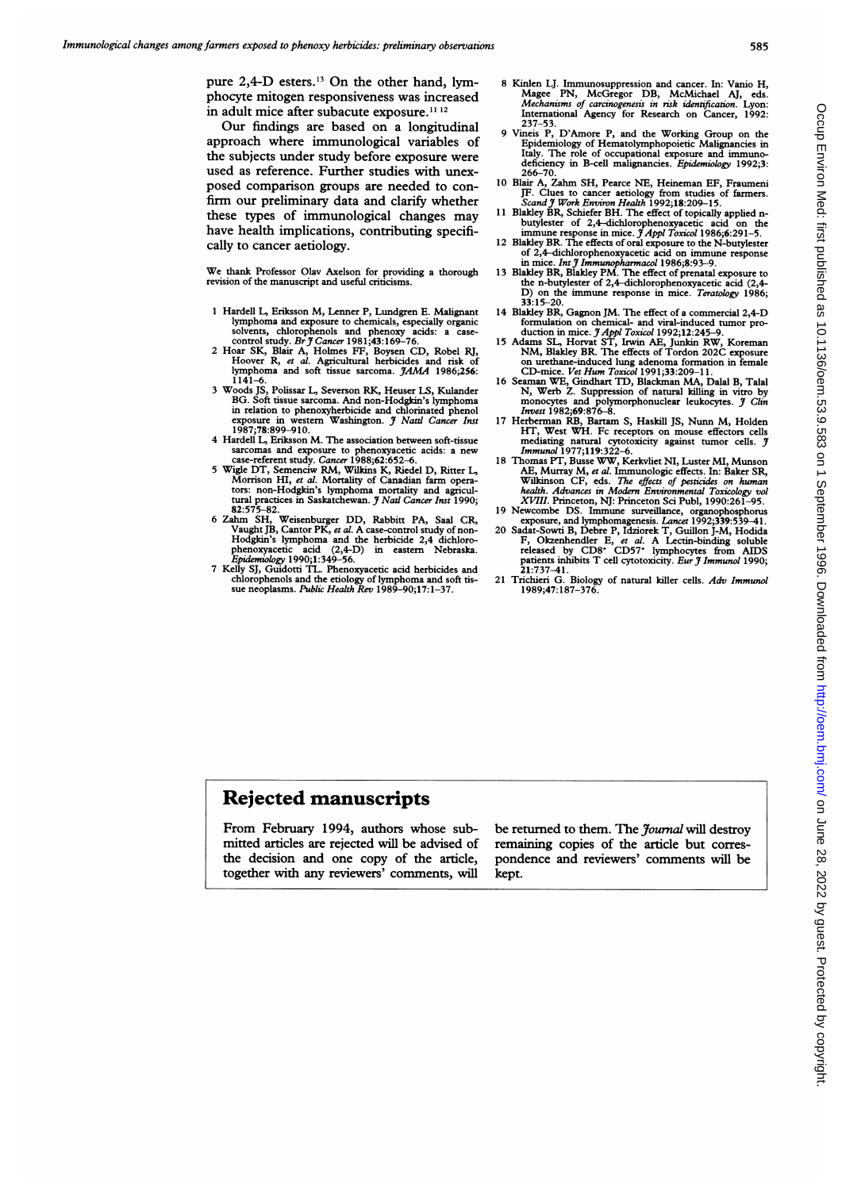pure 2,4-D esters.[13] On the other hand, lymphocyte mitogen responsiveness was increased in adult mice after subacute exposure.[11 12]

Our findings are based on a longitudinal approach where immunological variables of the subjects under study before exposure were used as reference. Further studies with unexposed comparison groups are needed to confirm our preliminary data and clarify whether these types of immunological changes may have health implications, contributing specifically to cancer aetiology.

We thank Professor Olav Axelson for providing a thorough revision of the manuscript and useful criticisms.

1 Hardell L, Eriksson M, Lenner P, Lundgren E. Malignant lymphoma and exposure to chemicals, especially organic solvents, chlorophenols and phenoxy acids: a case-control study. *Br J Cancer* 1981;43:169–76.
2 Hoar SK, Blair A, Holmes FF, Boysen CD, Robel RJ, Hoover R, *et al*. Agricultural herbicides and risk of lymphoma and soft tissue sarcoma. *JAMA* 1986;256:1141–6.
3 Woods JS, Polissar L, Severson RK, Heuser LS, Kulander BG. Soft tissue sarcoma. And non-Hodgkin's lymphoma in relation to phenoxyherbicide and chlorinated phenol exposure in western Washington. *J Natl Cancer Inst* 1987;78:899–910.
4 Hardell L, Eriksson M. The association between soft-tissue sarcomas and exposure to phenoxyacetic acids: a new case-referent study. *Cancer* 1988;62:652–6.
5 Wigle DT, Semenciw RM, Wilkins K, Riedel D, Ritter L, Morrison HI, *et al*. Mortality of Canadian farm operators: non-Hodgkin's lymphoma mortality and agricultural practices in Saskatchewan. *J Natl Cancer Inst* 1990;82:575–82.
6 Zahm SH, Weisenburger DD, Rabbitt PA, Saal CR, Vaught JB, Cantor PK, *et al*. A case-control study of non-Hodgkin's lymphoma and the herbicide 2,4 dichlorophenoxyacetic acid (2,4-D) in eastern Nebraska. *Epidemiology* 1990;1:349–56.
7 Kelly SJ, Guidotti TL. Phenoxyacetic acid herbicides and chlorophenols and the etiology of lymphoma and soft tissue neoplasms. *Public Health Rev* 1989–90;17:1–37.
8 Kinlen LJ. Immunosuppression and cancer. In: Vanio H, Magee PN, McGregor DB, McMichael AJ, eds. *Mechanisms of carcinogenesis in risk identification*. Lyon: International Agency for Research on Cancer, 1992: 237–53.
9 Vineis P, D'Amore P, and the Working Group on the Epidemiology of Hematolymphopoietic Malignancies in Italy. The role of occupational exposure and immunodeficiency in B-cell malignancies. *Epidemiology* 1992;3:266–70.
10 Blair A, Zahm SH, Pearce NE, Heineman EF, Fraumeni JF. Clues to cancer aetiology from studies of farmers. *Scand J Work Environ Health* 1992;18:209–15.
11 Blakley BR, Schiefer BH. The effect of topically applied n-butylester of 2,4-dichlorophenoxyacetic acid on the immune response in mice. *J Appl Toxicol* 1986;6:291–5.
12 Blakley BR. The effects of oral exposure to the N-butylester of 2,4-dichlorophenoxyacetic acid on immune response in mice. *Int J Immunopharmacol* 1986;8:93–9.
13 Blakley BR, Blakley PM. The effect of prenatal exposure to the n-butylester of 2,4-dichlorophenoxyacetic acid (2,4-D) on the immune response in mice. *Teratology* 1986;33:15–20.
14 Blakley BR, Gagnon JM. The effect of a commercial 2,4-D formulation on chemical- and viral-induced tumor production in mice. *J Appl Toxicol* 1992;12:245–9.
15 Adams SL, Horvat ST, Irwin AE, Junkin RW, Koreman NM, Blakley BR. The effects of Tordon 202C exposure on urethane-induced lung adenoma formation in female CD-mice. *Vet Hum Toxicol* 1991;33:209–11.
16 Seaman WE, Gindhart TD, Blackman MA, Dalal B, Talal N, Werb Z. Suppression of natural killing in vitro by monocytes and polymorphonuclear leukocytes. *J Clin Invest* 1982;69:876–8.
17 Herberman RB, Bartam S, Haskill JS, Nunn M, Holden HT, West WH. Fc receptors on mouse effectors cells mediating natural cytotoxicity against tumor cells. *J Immunol* 1977;119:322–6.
18 Thomas PT, Busse WW, Kerkvliet NI, Luster MI, Munson AE, Murray M, *et al*. Immunologic effects. In: Baker SR, Wilkinson CF, eds. *The effects of pesticides on human health. Advances in Modern Environmental Toxicology vol XVIII*. Princeton, NJ: Princeton Sci Publ, 1990:261–95.
19 Newcombe DS. Immune surveillance, organophosphorus exposure, and lymphomagenesis. *Lancet* 1992;339:539–41.
20 Sadat-Sowti B, Debre P, Idziorek T, Guillon J-M, Hodida F, Okzenhendler E, *et al*. A Lectin-binding soluble factor released by $CD8^+$ $CD57^+$ lymphocytes from AIDS patients inhibits T cell cytotoxicity. *Eur J Immunol* 1990;21:737–41.
21 Trichieri G. Biology of natural killer cells. *Adv Immunol* 1989;47:187–376.

## Rejected manuscripts

From February 1994, authors whose submitted articles are rejected will be advised of the decision and one copy of the article, together with any reviewers' comments, will be returned to them. The *Journal* will destroy remaining copies of the article but correspondence and reviewers' comments will be kept.